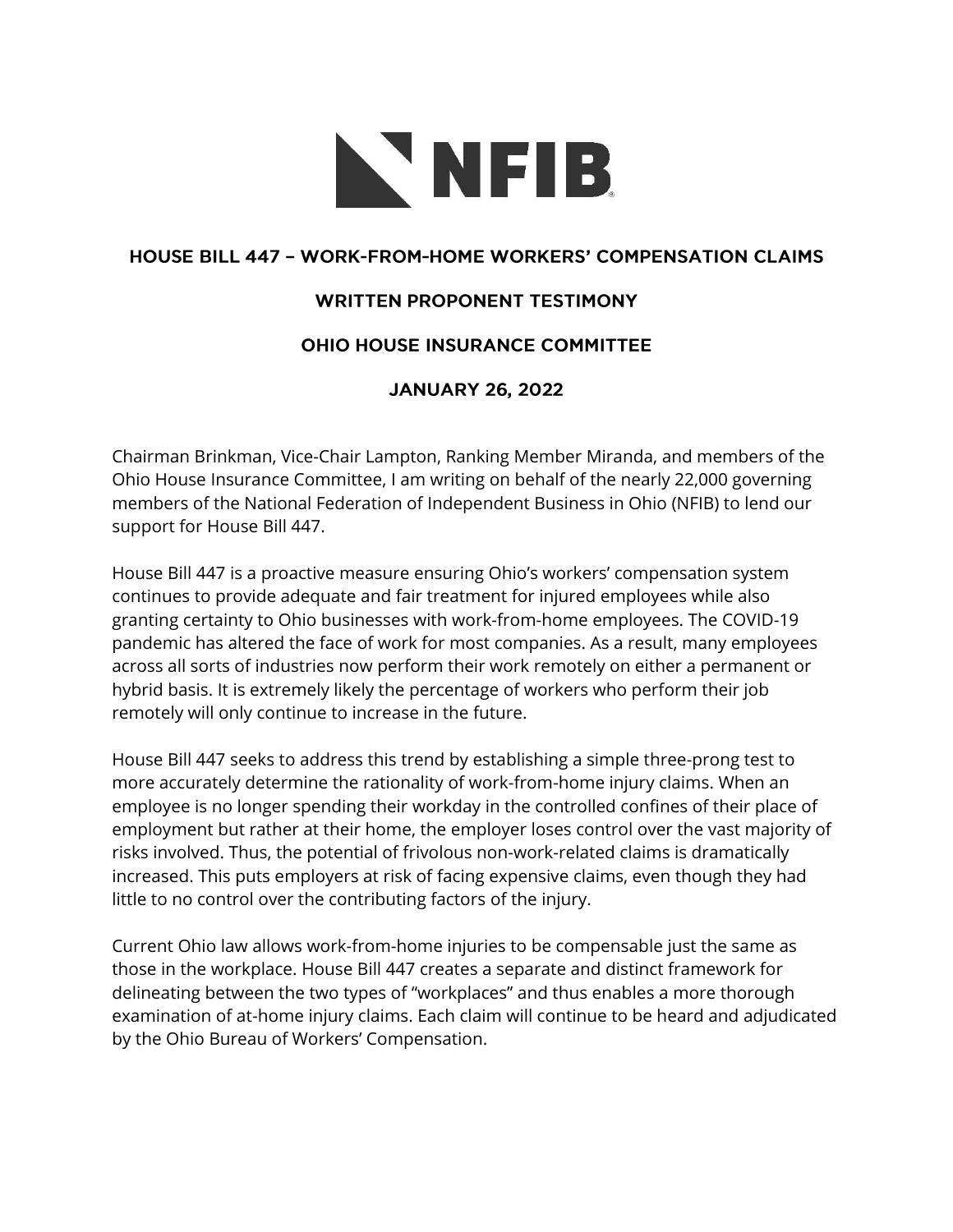NFIB

# HOUSE BILL 447 – WORK-FROM-HOME WORKERS' COMPENSATION CLAIMS

## WRITTEN PROPONENT TESTIMONY

## OHIO HOUSE INSURANCE COMMITTEE

## JANUARY 26, 2022

Chairman Brinkman, Vice-Chair Lampton, Ranking Member Miranda, and members of the Ohio House Insurance Committee, I am writing on behalf of the nearly 22,000 governing members of the National Federation of Independent Business in Ohio (NFIB) to lend our support for House Bill 447.

House Bill 447 is a proactive measure ensuring Ohio's workers' compensation system continues to provide adequate and fair treatment for injured employees while also granting certainty to Ohio businesses with work-from-home employees. The COVID-19 pandemic has altered the face of work for most companies. As a result, many employees across all sorts of industries now perform their work remotely on either a permanent or hybrid basis. It is extremely likely the percentage of workers who perform their job remotely will only continue to increase in the future.

House Bill 447 seeks to address this trend by establishing a simple three-prong test to more accurately determine the rationality of work-from-home injury claims. When an employee is no longer spending their workday in the controlled confines of their place of employment but rather at their home, the employer loses control over the vast majority of risks involved. Thus, the potential of frivolous non-work-related claims is dramatically increased. This puts employers at risk of facing expensive claims, even though they had little to no control over the contributing factors of the injury.

Current Ohio law allows work-from-home injuries to be compensable just the same as those in the workplace. House Bill 447 creates a separate and distinct framework for delineating between the two types of "workplaces" and thus enables a more thorough examination of at-home injury claims. Each claim will continue to be heard and adjudicated by the Ohio Bureau of Workers' Compensation.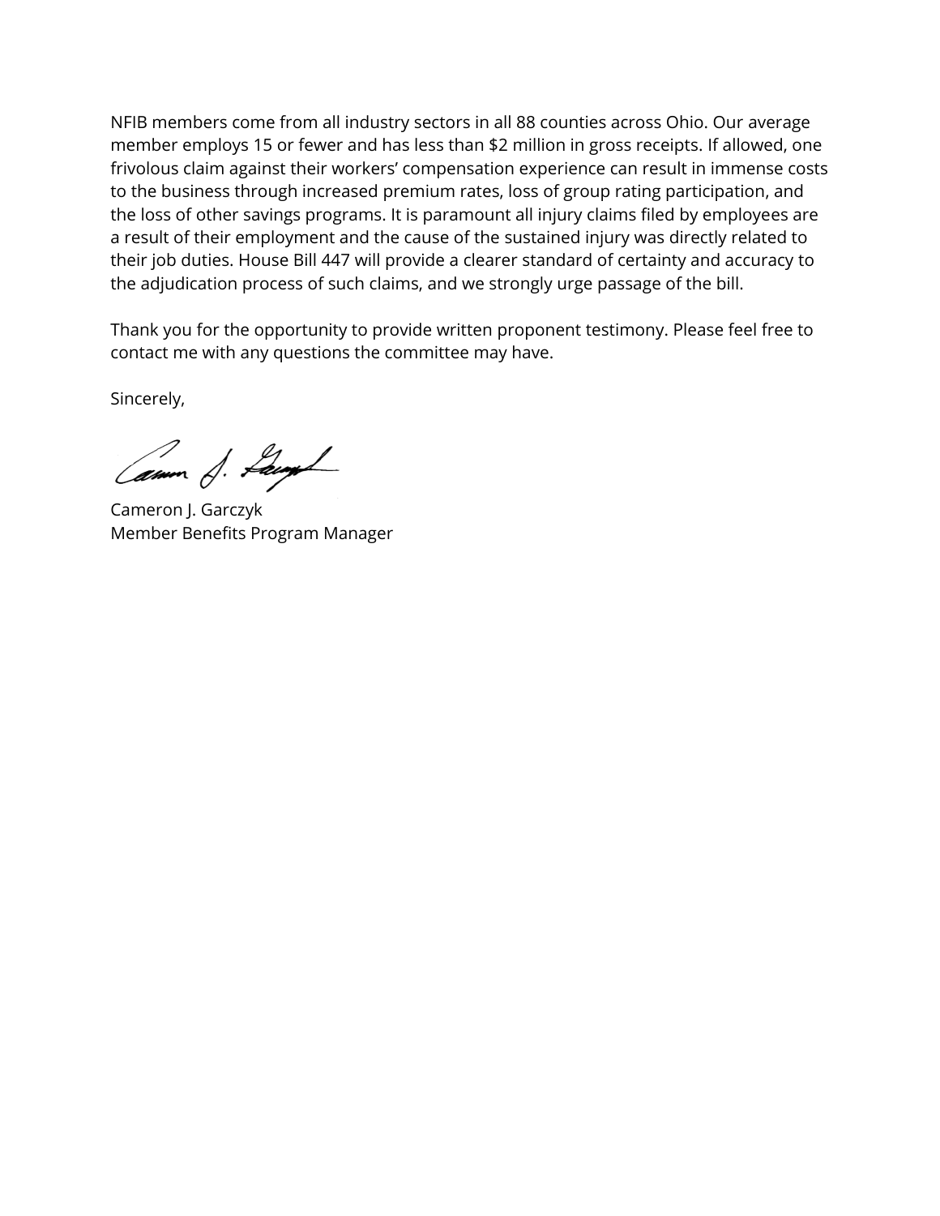NFIB members come from all industry sectors in all 88 counties across Ohio. Our average member employs 15 or fewer and has less than $2 million in gross receipts. If allowed, one frivolous claim against their workers' compensation experience can result in immense costs to the business through increased premium rates, loss of group rating participation, and the loss of other savings programs. It is paramount all injury claims filed by employees are a result of their employment and the cause of the sustained injury was directly related to their job duties. House Bill 447 will provide a clearer standard of certainty and accuracy to the adjudication process of such claims, and we strongly urge passage of the bill.

Thank you for the opportunity to provide written proponent testimony. Please feel free to contact me with any questions the committee may have.

Sincerely,

Cameron J. Garczyk
Member Benefits Program Manager